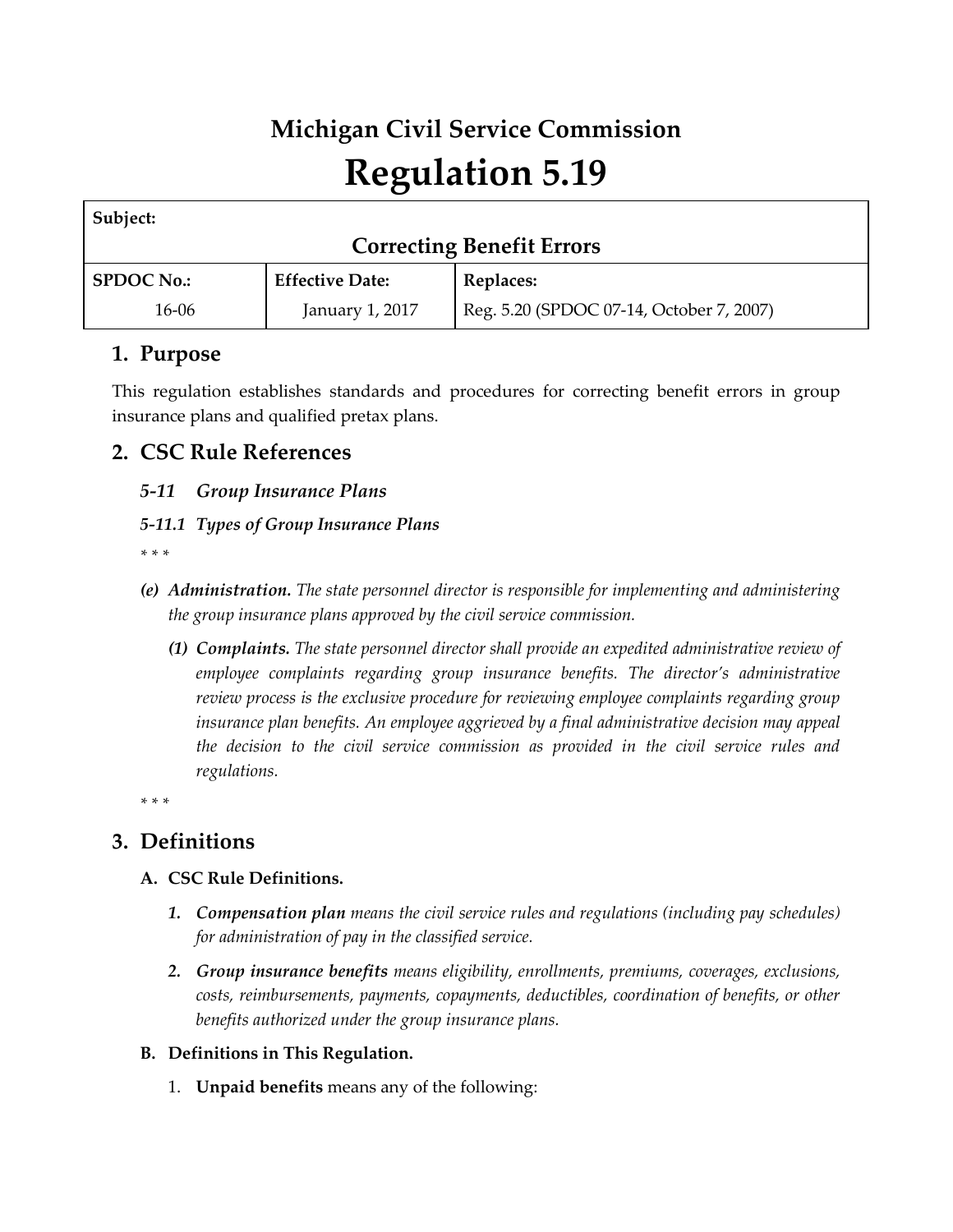# Michigan Civil Service Commission

# Regulation 5.19

| **Subject:** | | |
|---|---|---|
| **Correcting Benefit Errors** | | |
| **SPDOC No.:** | **Effective Date:** | **Replaces:** |
| 16-06 | January 1, 2017 | Reg. 5.20 (SPDOC 07-14, October 7, 2007) |

## 1. Purpose

This regulation establishes standards and procedures for correcting benefit errors in group insurance plans and qualified pretax plans.

## 2. CSC Rule References

### *5-11 Group Insurance Plans*

### *5-11.1 Types of Group Insurance Plans*

\* \* \*

*(e)* ***Administration.*** *The state personnel director is responsible for implementing and administering the group insurance plans approved by the civil service commission.*

*(1)* ***Complaints.*** *The state personnel director shall provide an expedited administrative review of employee complaints regarding group insurance benefits. The director's administrative review process is the exclusive procedure for reviewing employee complaints regarding group insurance plan benefits. An employee aggrieved by a final administrative decision may appeal the decision to the civil service commission as provided in the civil service rules and regulations.*

\* \* \*

## 3. Definitions

### A. CSC Rule Definitions.

1. ***Compensation plan*** *means the civil service rules and regulations (including pay schedules) for administration of pay in the classified service.*

2. ***Group insurance benefits*** *means eligibility, enrollments, premiums, coverages, exclusions, costs, reimbursements, payments, copayments, deductibles, coordination of benefits, or other benefits authorized under the group insurance plans.*

### B. Definitions in This Regulation.

1. **Unpaid benefits** means any of the following: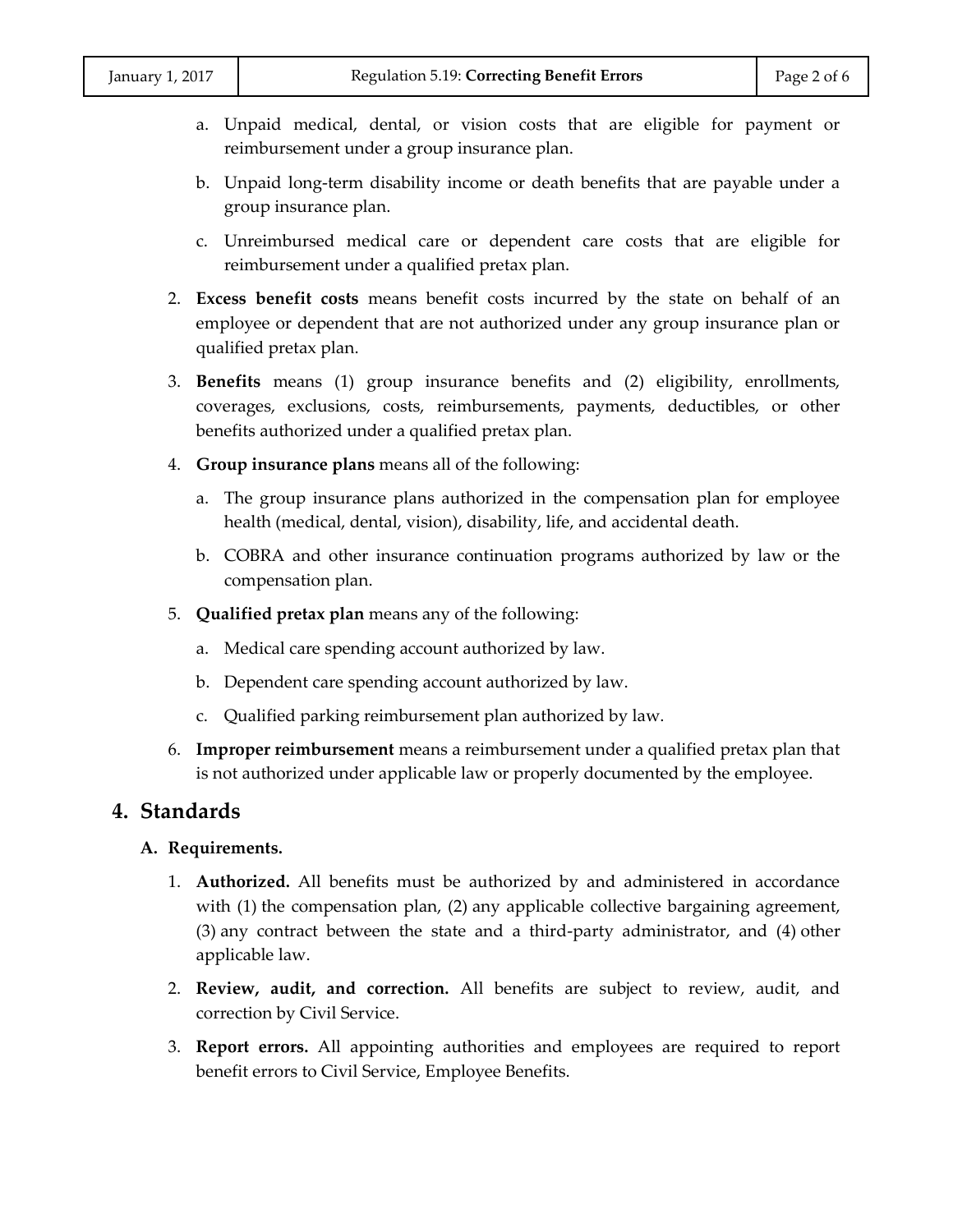a. Unpaid medical, dental, or vision costs that are eligible for payment or reimbursement under a group insurance plan.

   b. Unpaid long-term disability income or death benefits that are payable under a group insurance plan.

   c. Unreimbursed medical care or dependent care costs that are eligible for reimbursement under a qualified pretax plan.

2. **Excess benefit costs** means benefit costs incurred by the state on behalf of an employee or dependent that are not authorized under any group insurance plan or qualified pretax plan.

3. **Benefits** means (1) group insurance benefits and (2) eligibility, enrollments, coverages, exclusions, costs, reimbursements, payments, deductibles, or other benefits authorized under a qualified pretax plan.

4. **Group insurance plans** means all of the following:

   a. The group insurance plans authorized in the compensation plan for employee health (medical, dental, vision), disability, life, and accidental death.

   b. COBRA and other insurance continuation programs authorized by law or the compensation plan.

5. **Qualified pretax plan** means any of the following:

   a. Medical care spending account authorized by law.

   b. Dependent care spending account authorized by law.

   c. Qualified parking reimbursement plan authorized by law.

6. **Improper reimbursement** means a reimbursement under a qualified pretax plan that is not authorized under applicable law or properly documented by the employee.

# 4. Standards

## A. Requirements.

1. **Authorized.** All benefits must be authorized by and administered in accordance with (1) the compensation plan, (2) any applicable collective bargaining agreement, (3) any contract between the state and a third-party administrator, and (4) other applicable law.

2. **Review, audit, and correction.** All benefits are subject to review, audit, and correction by Civil Service.

3. **Report errors.** All appointing authorities and employees are required to report benefit errors to Civil Service, Employee Benefits.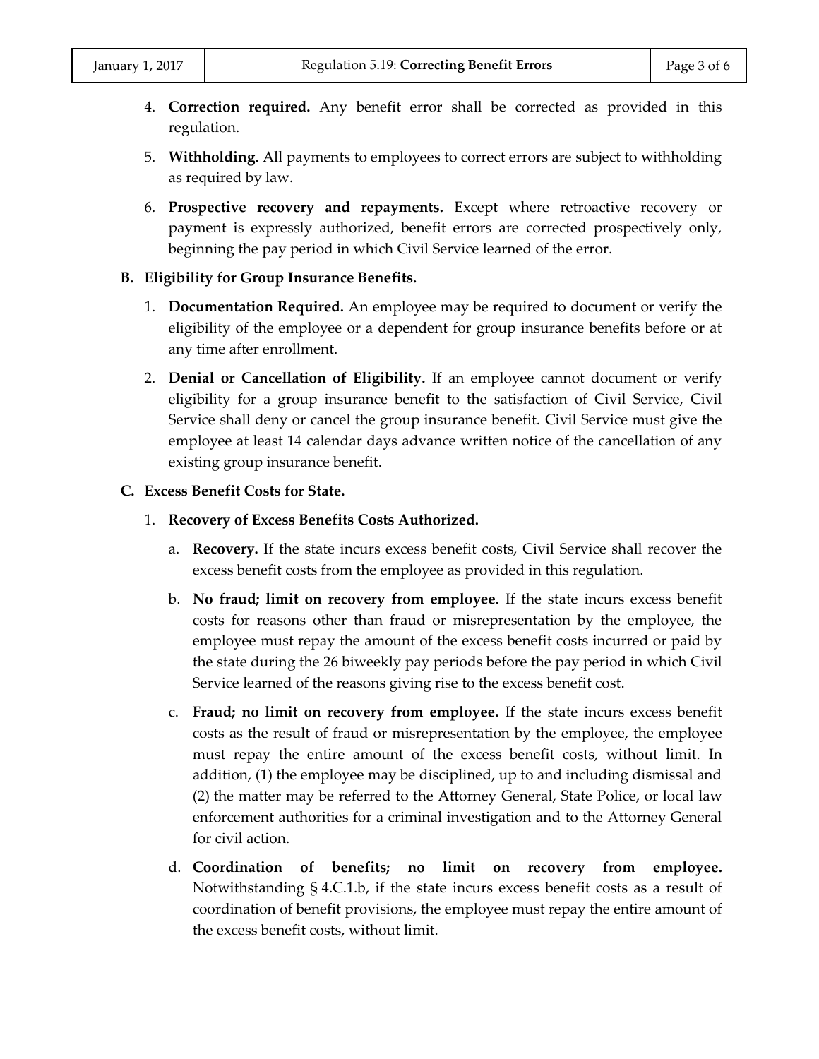4. **Correction required.** Any benefit error shall be corrected as provided in this regulation.

5. **Withholding.** All payments to employees to correct errors are subject to withholding as required by law.

6. **Prospective recovery and repayments.** Except where retroactive recovery or payment is expressly authorized, benefit errors are corrected prospectively only, beginning the pay period in which Civil Service learned of the error.

**B. Eligibility for Group Insurance Benefits.**

1. **Documentation Required.** An employee may be required to document or verify the eligibility of the employee or a dependent for group insurance benefits before or at any time after enrollment.

2. **Denial or Cancellation of Eligibility.** If an employee cannot document or verify eligibility for a group insurance benefit to the satisfaction of Civil Service, Civil Service shall deny or cancel the group insurance benefit. Civil Service must give the employee at least 14 calendar days advance written notice of the cancellation of any existing group insurance benefit.

**C. Excess Benefit Costs for State.**

1. **Recovery of Excess Benefits Costs Authorized.**

   a. **Recovery.** If the state incurs excess benefit costs, Civil Service shall recover the excess benefit costs from the employee as provided in this regulation.

   b. **No fraud; limit on recovery from employee.** If the state incurs excess benefit costs for reasons other than fraud or misrepresentation by the employee, the employee must repay the amount of the excess benefit costs incurred or paid by the state during the 26 biweekly pay periods before the pay period in which Civil Service learned of the reasons giving rise to the excess benefit cost.

   c. **Fraud; no limit on recovery from employee.** If the state incurs excess benefit costs as the result of fraud or misrepresentation by the employee, the employee must repay the entire amount of the excess benefit costs, without limit. In addition, (1) the employee may be disciplined, up to and including dismissal and (2) the matter may be referred to the Attorney General, State Police, or local law enforcement authorities for a criminal investigation and to the Attorney General for civil action.

   d. **Coordination of benefits; no limit on recovery from employee.** Notwithstanding § 4.C.1.b, if the state incurs excess benefit costs as a result of coordination of benefit provisions, the employee must repay the entire amount of the excess benefit costs, without limit.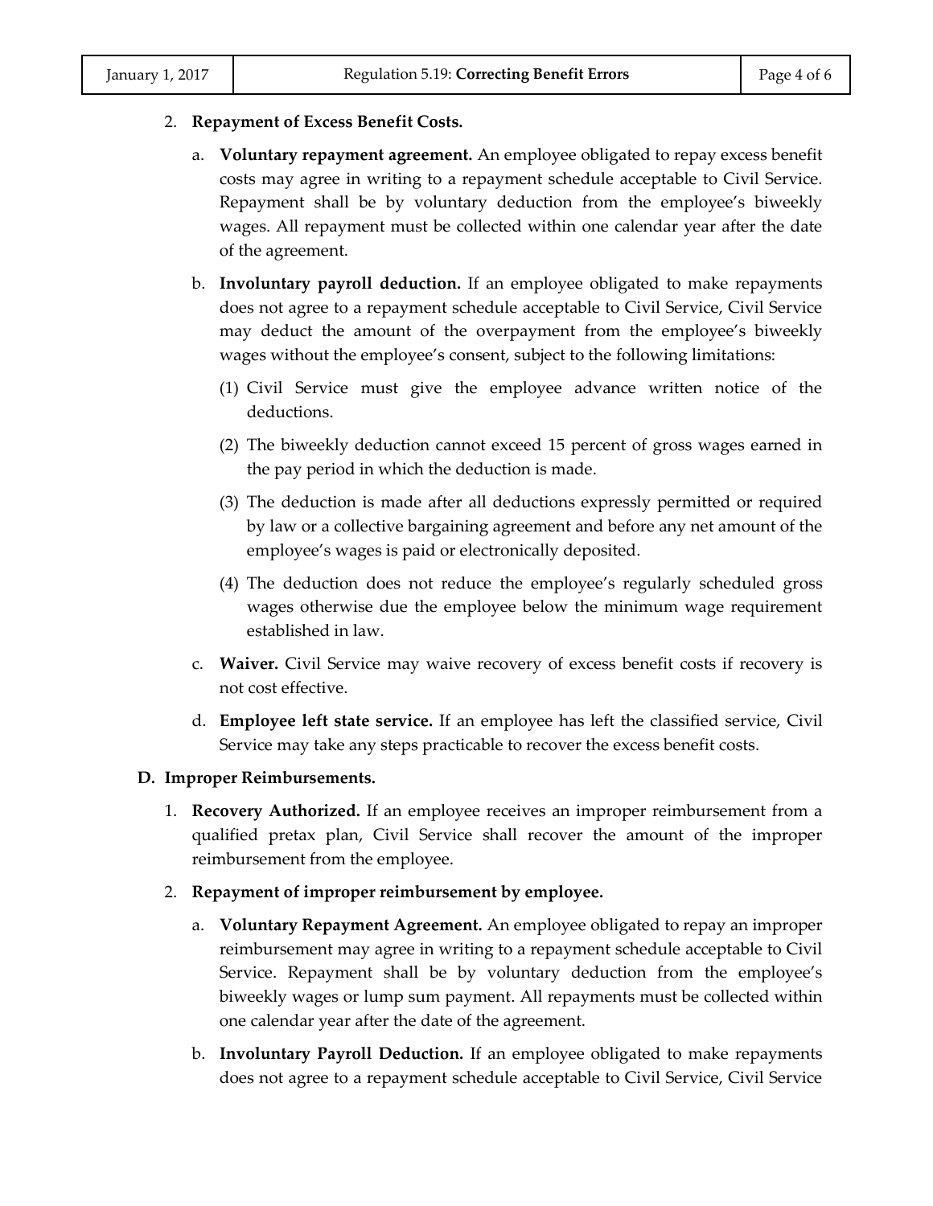2. **Repayment of Excess Benefit Costs.**

   a. **Voluntary repayment agreement.** An employee obligated to repay excess benefit costs may agree in writing to a repayment schedule acceptable to Civil Service. Repayment shall be by voluntary deduction from the employee's biweekly wages. All repayment must be collected within one calendar year after the date of the agreement.

   b. **Involuntary payroll deduction.** If an employee obligated to make repayments does not agree to a repayment schedule acceptable to Civil Service, Civil Service may deduct the amount of the overpayment from the employee's biweekly wages without the employee's consent, subject to the following limitations:

      (1) Civil Service must give the employee advance written notice of the deductions.

      (2) The biweekly deduction cannot exceed 15 percent of gross wages earned in the pay period in which the deduction is made.

      (3) The deduction is made after all deductions expressly permitted or required by law or a collective bargaining agreement and before any net amount of the employee's wages is paid or electronically deposited.

      (4) The deduction does not reduce the employee's regularly scheduled gross wages otherwise due the employee below the minimum wage requirement established in law.

   c. **Waiver.** Civil Service may waive recovery of excess benefit costs if recovery is not cost effective.

   d. **Employee left state service.** If an employee has left the classified service, Civil Service may take any steps practicable to recover the excess benefit costs.

**D. Improper Reimbursements.**

1. **Recovery Authorized.** If an employee receives an improper reimbursement from a qualified pretax plan, Civil Service shall recover the amount of the improper reimbursement from the employee.

2. **Repayment of improper reimbursement by employee.**

   a. **Voluntary Repayment Agreement.** An employee obligated to repay an improper reimbursement may agree in writing to a repayment schedule acceptable to Civil Service. Repayment shall be by voluntary deduction from the employee's biweekly wages or lump sum payment. All repayments must be collected within one calendar year after the date of the agreement.

   b. **Involuntary Payroll Deduction.** If an employee obligated to make repayments does not agree to a repayment schedule acceptable to Civil Service, Civil Service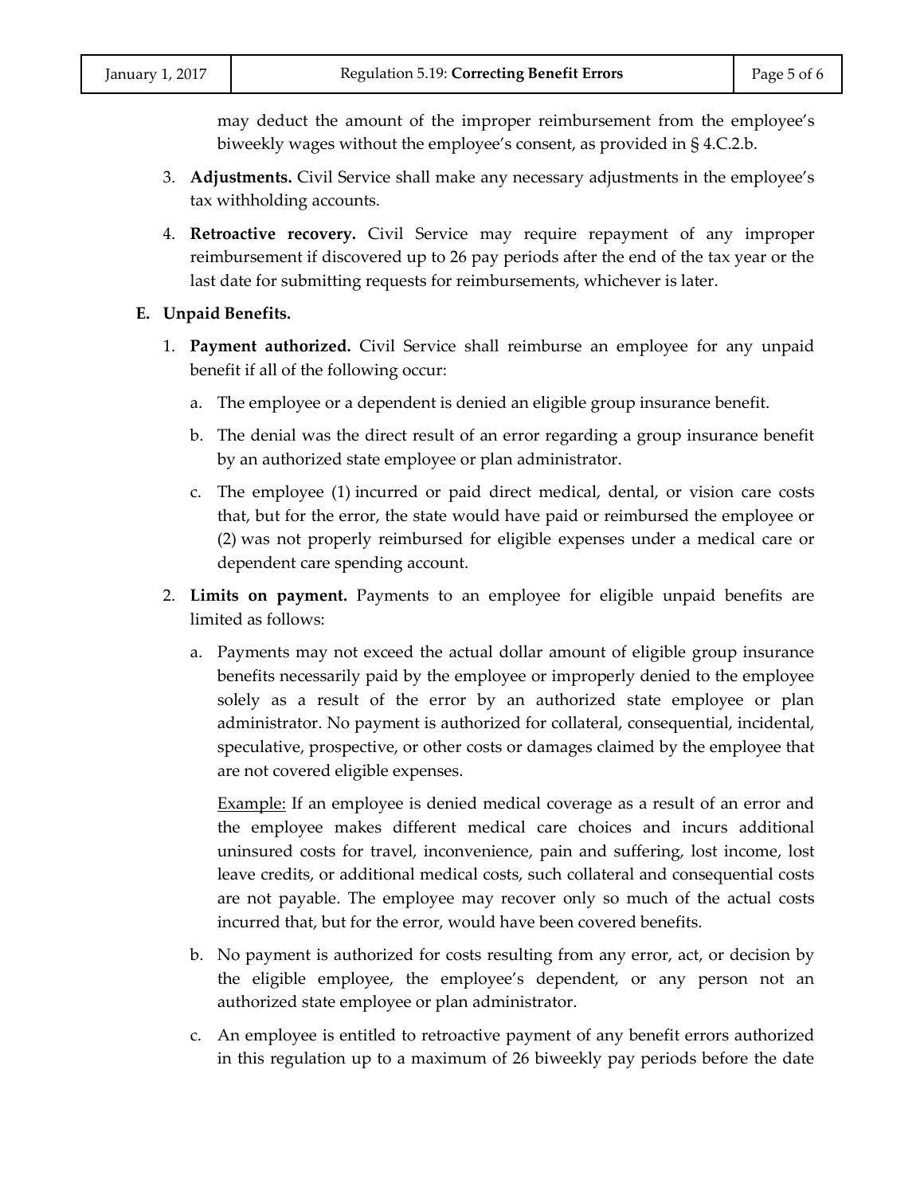may deduct the amount of the improper reimbursement from the employee's biweekly wages without the employee's consent, as provided in § 4.C.2.b.

3. **Adjustments.** Civil Service shall make any necessary adjustments in the employee's tax withholding accounts.

4. **Retroactive recovery.** Civil Service may require repayment of any improper reimbursement if discovered up to 26 pay periods after the end of the tax year or the last date for submitting requests for reimbursements, whichever is later.

**E. Unpaid Benefits.**

1. **Payment authorized.** Civil Service shall reimburse an employee for any unpaid benefit if all of the following occur:

   a. The employee or a dependent is denied an eligible group insurance benefit.

   b. The denial was the direct result of an error regarding a group insurance benefit by an authorized state employee or plan administrator.

   c. The employee (1) incurred or paid direct medical, dental, or vision care costs that, but for the error, the state would have paid or reimbursed the employee or (2) was not properly reimbursed for eligible expenses under a medical care or dependent care spending account.

2. **Limits on payment.** Payments to an employee for eligible unpaid benefits are limited as follows:

   a. Payments may not exceed the actual dollar amount of eligible group insurance benefits necessarily paid by the employee or improperly denied to the employee solely as a result of the error by an authorized state employee or plan administrator. No payment is authorized for collateral, consequential, incidental, speculative, prospective, or other costs or damages claimed by the employee that are not covered eligible expenses.

      Example: If an employee is denied medical coverage as a result of an error and the employee makes different medical care choices and incurs additional uninsured costs for travel, inconvenience, pain and suffering, lost income, lost leave credits, or additional medical costs, such collateral and consequential costs are not payable. The employee may recover only so much of the actual costs incurred that, but for the error, would have been covered benefits.

   b. No payment is authorized for costs resulting from any error, act, or decision by the eligible employee, the employee's dependent, or any person not an authorized state employee or plan administrator.

   c. An employee is entitled to retroactive payment of any benefit errors authorized in this regulation up to a maximum of 26 biweekly pay periods before the date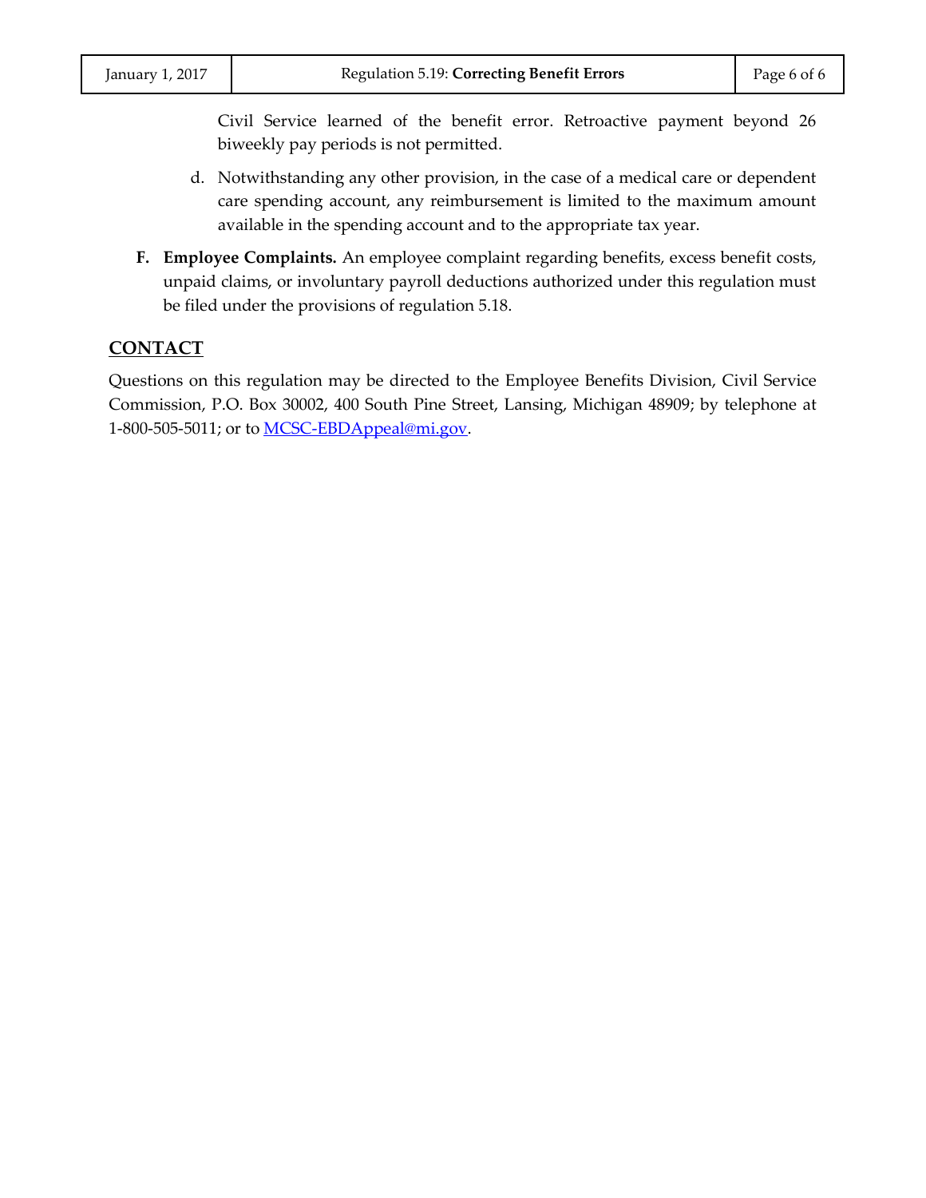Civil Service learned of the benefit error. Retroactive payment beyond 26 biweekly pay periods is not permitted.

d. Notwithstanding any other provision, in the case of a medical care or dependent care spending account, any reimbursement is limited to the maximum amount available in the spending account and to the appropriate tax year.

**F. Employee Complaints.** An employee complaint regarding benefits, excess benefit costs, unpaid claims, or involuntary payroll deductions authorized under this regulation must be filed under the provisions of regulation 5.18.

## CONTACT

Questions on this regulation may be directed to the Employee Benefits Division, Civil Service Commission, P.O. Box 30002, 400 South Pine Street, Lansing, Michigan 48909; by telephone at 1-800-505-5011; or to [MCSC-EBDAppeal@mi.gov](mailto:MCSC-EBDAppeal@mi.gov).